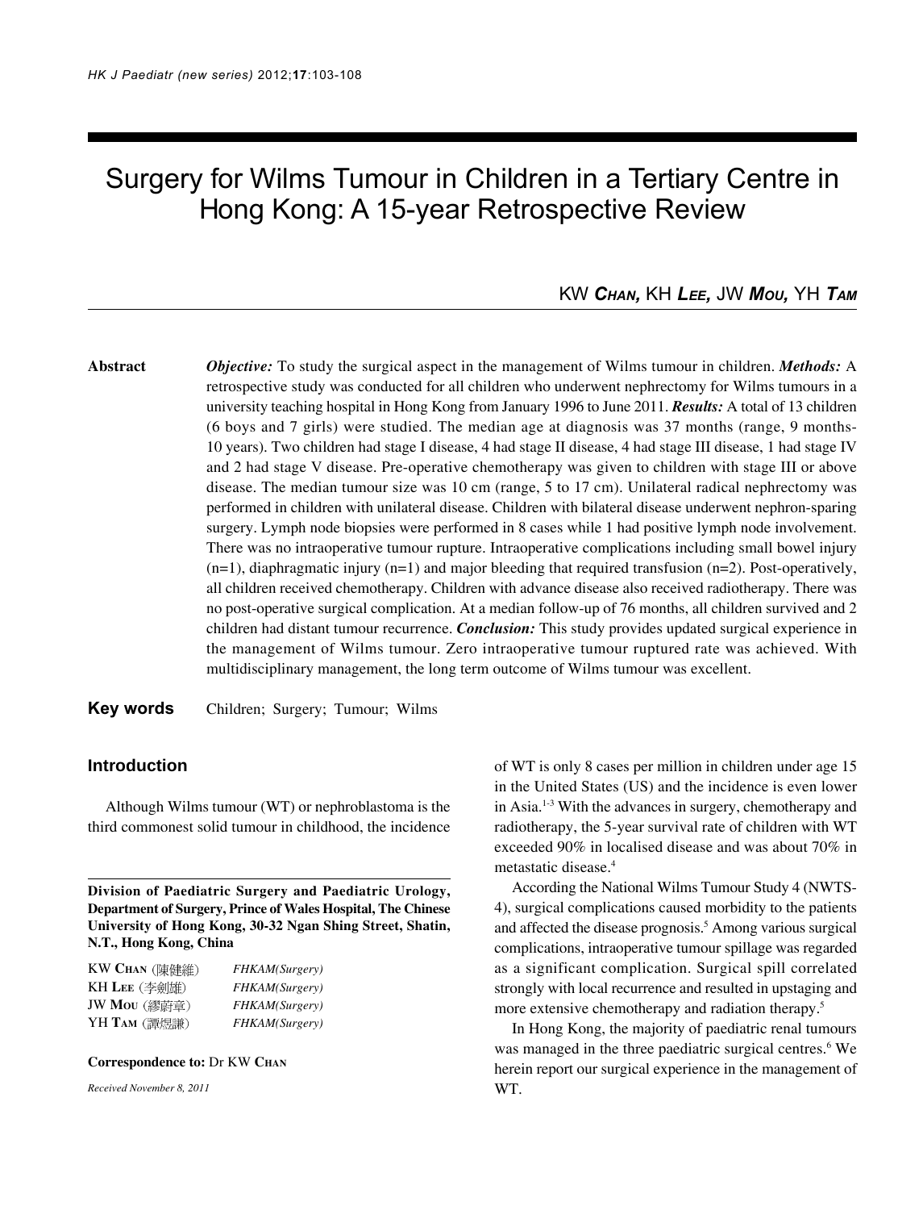# Surgery for Wilms Tumour in Children in a Tertiary Centre in Hong Kong: A 15-year Retrospective Review

KW **Chan**, KH **Lee**, JW **Mou**, YH **Tam**

**Abstract** *Objective:* To study the surgical aspect in the management of Wilms tumour in children. ***Methods:*** A retrospective study was conducted for all children who underwent nephrectomy for Wilms tumours in a university teaching hospital in Hong Kong from January 1996 to June 2011. ***Results:*** A total of 13 children (6 boys and 7 girls) were studied. The median age at diagnosis was 37 months (range, 9 months-10 years). Two children had stage I disease, 4 had stage II disease, 4 had stage III disease, 1 had stage IV and 2 had stage V disease. Pre-operative chemotherapy was given to children with stage III or above disease. The median tumour size was 10 cm (range, 5 to 17 cm). Unilateral radical nephrectomy was performed in children with unilateral disease. Children with bilateral disease underwent nephron-sparing surgery. Lymph node biopsies were performed in 8 cases while 1 had positive lymph node involvement. There was no intraoperative tumour rupture. Intraoperative complications including small bowel injury (n=1), diaphragmatic injury (n=1) and major bleeding that required transfusion (n=2). Post-operatively, all children received chemotherapy. Children with advance disease also received radiotherapy. There was no post-operative surgical complication. At a median follow-up of 76 months, all children survived and 2 children had distant tumour recurrence. ***Conclusion:*** This study provides updated surgical experience in the management of Wilms tumour. Zero intraoperative tumour ruptured rate was achieved. With multidisciplinary management, the long term outcome of Wilms tumour was excellent.

**Key words** Children; Surgery; Tumour; Wilms

## Introduction

Although Wilms tumour (WT) or nephroblastoma is the third commonest solid tumour in childhood, the incidence of WT is only 8 cases per million in children under age 15 in the United States (US) and the incidence is even lower in Asia.[1-3] With the advances in surgery, chemotherapy and radiotherapy, the 5-year survival rate of children with WT exceeded 90% in localised disease and was about 70% in metastatic disease.[4]

According the National Wilms Tumour Study 4 (NWTS-4), surgical complications caused morbidity to the patients and affected the disease prognosis.[5] Among various surgical complications, intraoperative tumour spillage was regarded as a significant complication. Surgical spill correlated strongly with local recurrence and resulted in upstaging and more extensive chemotherapy and radiation therapy.[5]

In Hong Kong, the majority of paediatric renal tumours was managed in the three paediatric surgical centres.[6] We herein report our surgical experience in the management of WT.

**Division of Paediatric Surgery and Paediatric Urology, Department of Surgery, Prince of Wales Hospital, The Chinese University of Hong Kong, 30-32 Ngan Shing Street, Shatin, N.T., Hong Kong, China**

| | |
|---|---|
| KW **Chan** (陳健維) | *FHKAM(Surgery)* |
| KH **Lee** (李劍雄) | *FHKAM(Surgery)* |
| JW **Mou** (繆蔚章) | *FHKAM(Surgery)* |
| YH **Tam** (譚煜謙) | *FHKAM(Surgery)* |

**Correspondence to:** Dr KW **Chan**

*Received November 8, 2011*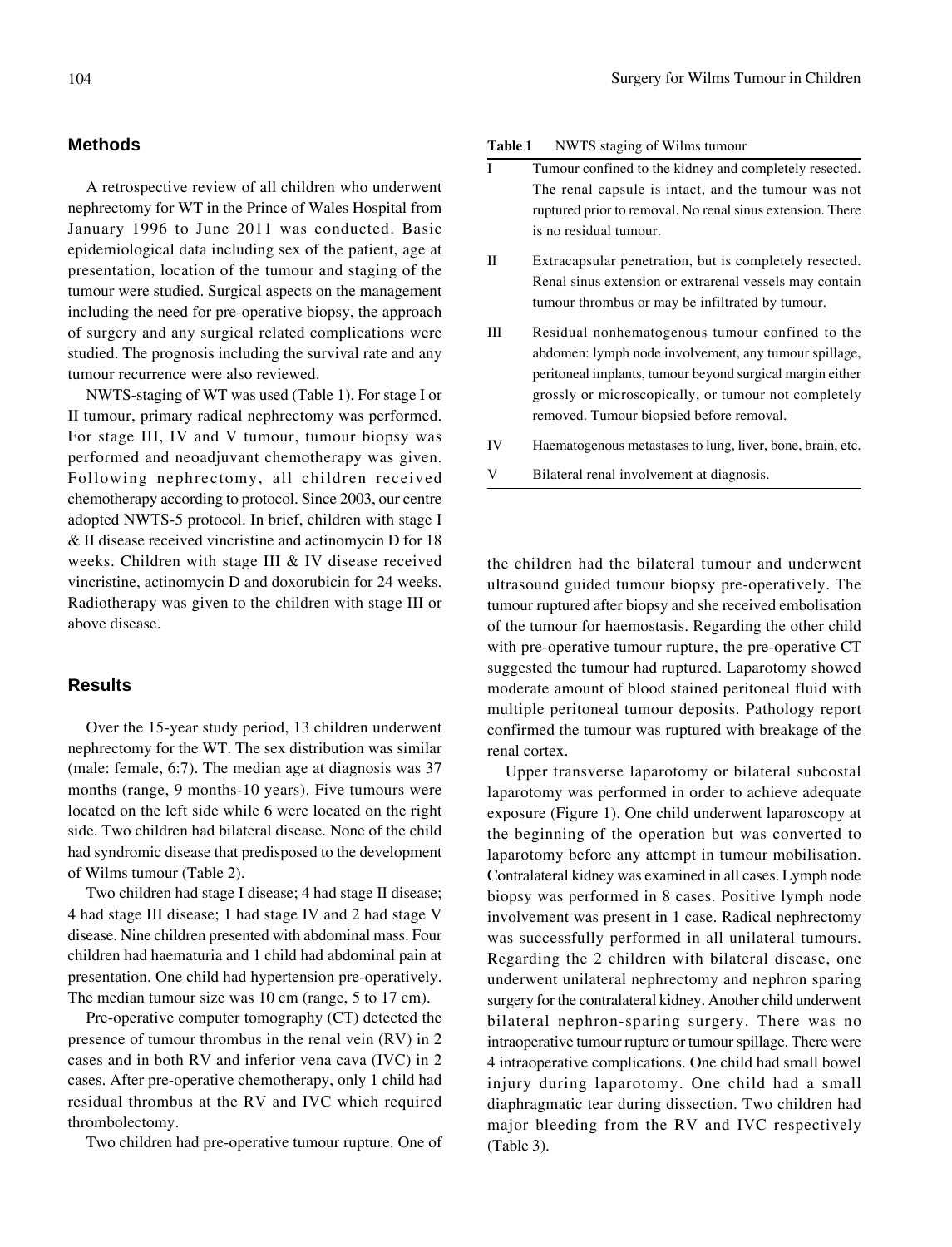## Methods

A retrospective review of all children who underwent nephrectomy for WT in the Prince of Wales Hospital from January 1996 to June 2011 was conducted. Basic epidemiological data including sex of the patient, age at presentation, location of the tumour and staging of the tumour were studied. Surgical aspects on the management including the need for pre-operative biopsy, the approach of surgery and any surgical related complications were studied. The prognosis including the survival rate and any tumour recurrence were also reviewed.

NWTS-staging of WT was used (Table 1). For stage I or II tumour, primary radical nephrectomy was performed. For stage III, IV and V tumour, tumour biopsy was performed and neoadjuvant chemotherapy was given. Following nephrectomy, all children received chemotherapy according to protocol. Since 2003, our centre adopted NWTS-5 protocol. In brief, children with stage I & II disease received vincristine and actinomycin D for 18 weeks. Children with stage III & IV disease received vincristine, actinomycin D and doxorubicin for 24 weeks. Radiotherapy was given to the children with stage III or above disease.

**Table 1** NWTS staging of Wilms tumour

| | |
|---|---|
| I | Tumour confined to the kidney and completely resected. The renal capsule is intact, and the tumour was not ruptured prior to removal. No renal sinus extension. There is no residual tumour. |
| II | Extracapsular penetration, but is completely resected. Renal sinus extension or extrarenal vessels may contain tumour thrombus or may be infiltrated by tumour. |
| III | Residual nonhematogenous tumour confined to the abdomen: lymph node involvement, any tumour spillage, peritoneal implants, tumour beyond surgical margin either grossly or microscopically, or tumour not completely removed. Tumour biopsied before removal. |
| IV | Haematogenous metastases to lung, liver, bone, brain, etc. |
| V | Bilateral renal involvement at diagnosis. |

## Results

Over the 15-year study period, 13 children underwent nephrectomy for the WT. The sex distribution was similar (male: female, 6:7). The median age at diagnosis was 37 months (range, 9 months-10 years). Five tumours were located on the left side while 6 were located on the right side. Two children had bilateral disease. None of the child had syndromic disease that predisposed to the development of Wilms tumour (Table 2).

Two children had stage I disease; 4 had stage II disease; 4 had stage III disease; 1 had stage IV and 2 had stage V disease. Nine children presented with abdominal mass. Four children had haematuria and 1 child had abdominal pain at presentation. One child had hypertension pre-operatively. The median tumour size was 10 cm (range, 5 to 17 cm).

Pre-operative computer tomography (CT) detected the presence of tumour thrombus in the renal vein (RV) in 2 cases and in both RV and inferior vena cava (IVC) in 2 cases. After pre-operative chemotherapy, only 1 child had residual thrombus at the RV and IVC which required thrombolectomy.

Two children had pre-operative tumour rupture. One of the children had the bilateral tumour and underwent ultrasound guided tumour biopsy pre-operatively. The tumour ruptured after biopsy and she received embolisation of the tumour for haemostasis. Regarding the other child with pre-operative tumour rupture, the pre-operative CT suggested the tumour had ruptured. Laparotomy showed moderate amount of blood stained peritoneal fluid with multiple peritoneal tumour deposits. Pathology report confirmed the tumour was ruptured with breakage of the renal cortex.

Upper transverse laparotomy or bilateral subcostal laparotomy was performed in order to achieve adequate exposure (Figure 1). One child underwent laparoscopy at the beginning of the operation but was converted to laparotomy before any attempt in tumour mobilisation. Contralateral kidney was examined in all cases. Lymph node biopsy was performed in 8 cases. Positive lymph node involvement was present in 1 case. Radical nephrectomy was successfully performed in all unilateral tumours. Regarding the 2 children with bilateral disease, one underwent unilateral nephrectomy and nephron sparing surgery for the contralateral kidney. Another child underwent bilateral nephron-sparing surgery. There was no intraoperative tumour rupture or tumour spillage. There were 4 intraoperative complications. One child had small bowel injury during laparotomy. One child had a small diaphragmatic tear during dissection. Two children had major bleeding from the RV and IVC respectively (Table 3).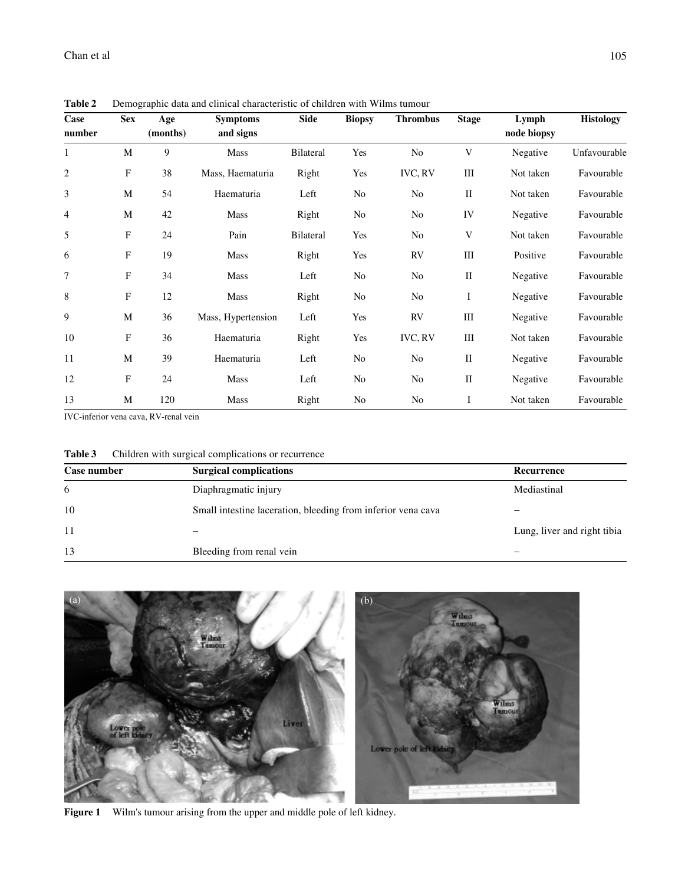**Table 2** Demographic data and clinical characteristic of children with Wilms tumour

| Case number | Sex | Age (months) | Symptoms and signs | Side | Biopsy | Thrombus | Stage | Lymph node biopsy | Histology |
|---|---|---|---|---|---|---|---|---|---|
| 1 | M | 9 | Mass | Bilateral | Yes | No | V | Negative | Unfavourable |
| 2 | F | 38 | Mass, Haematuria | Right | Yes | IVC, RV | III | Not taken | Favourable |
| 3 | M | 54 | Haematuria | Left | No | No | II | Not taken | Favourable |
| 4 | M | 42 | Mass | Right | No | No | IV | Negative | Favourable |
| 5 | F | 24 | Pain | Bilateral | Yes | No | V | Not taken | Favourable |
| 6 | F | 19 | Mass | Right | Yes | RV | III | Positive | Favourable |
| 7 | F | 34 | Mass | Left | No | No | II | Negative | Favourable |
| 8 | F | 12 | Mass | Right | No | No | I | Negative | Favourable |
| 9 | M | 36 | Mass, Hypertension | Left | Yes | RV | III | Negative | Favourable |
| 10 | F | 36 | Haematuria | Right | Yes | IVC, RV | III | Not taken | Favourable |
| 11 | M | 39 | Haematuria | Left | No | No | II | Negative | Favourable |
| 12 | F | 24 | Mass | Left | No | No | II | Negative | Favourable |
| 13 | M | 120 | Mass | Right | No | No | I | Not taken | Favourable |

IVC-inferior vena cava, RV-renal vein

**Table 3** Children with surgical complications or recurrence

| Case number | Surgical complications | Recurrence |
|---|---|---|
| 6 | Diaphragmatic injury | Mediastinal |
| 10 | Small intestine laceration, bleeding from inferior vena cava | – |
| 11 | – | Lung, liver and right tibia |
| 13 | Bleeding from renal vein | – |

**Figure 1** Wilm's tumour arising from the upper and middle pole of left kidney.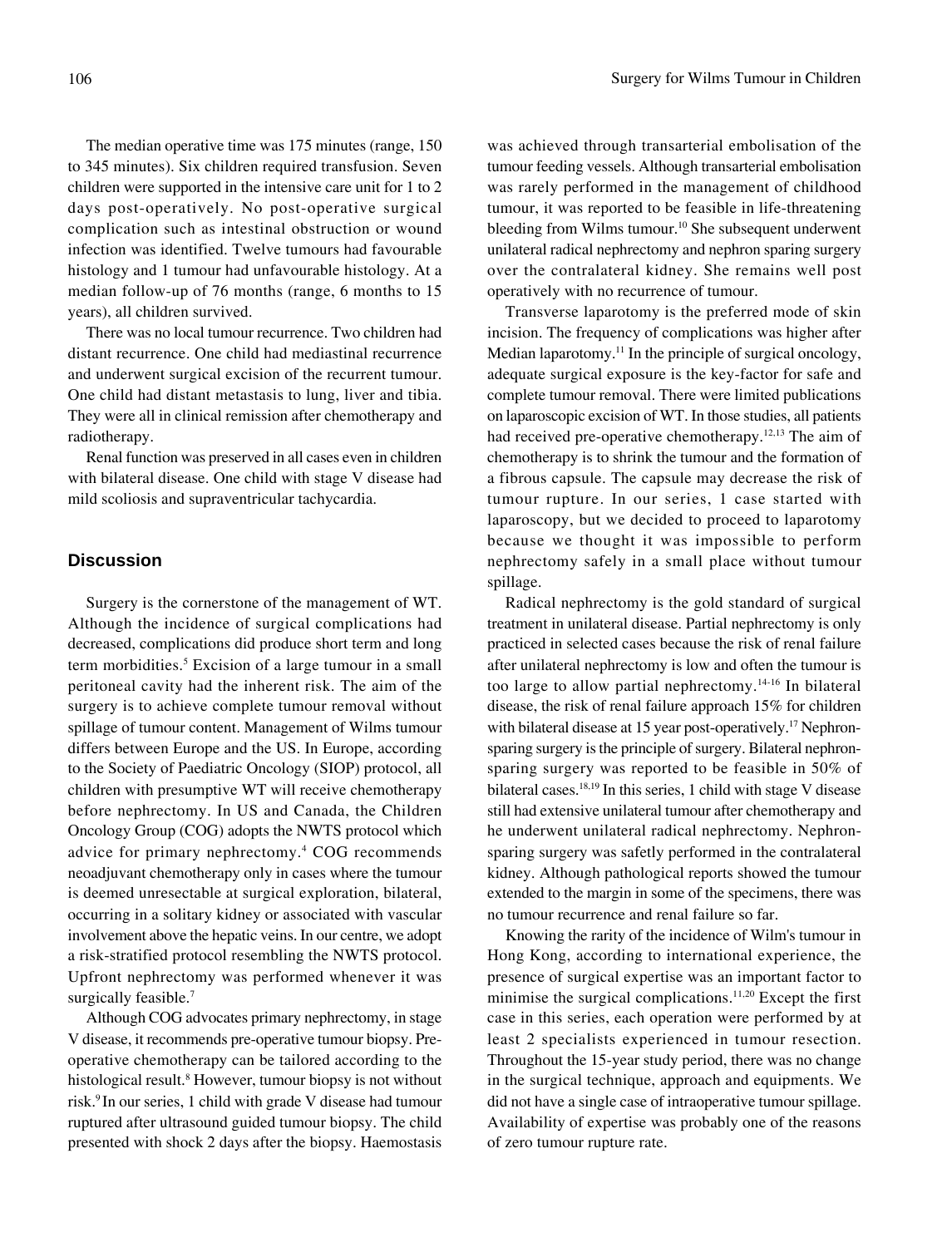The median operative time was 175 minutes (range, 150 to 345 minutes). Six children required transfusion. Seven children were supported in the intensive care unit for 1 to 2 days post-operatively. No post-operative surgical complication such as intestinal obstruction or wound infection was identified. Twelve tumours had favourable histology and 1 tumour had unfavourable histology. At a median follow-up of 76 months (range, 6 months to 15 years), all children survived.

There was no local tumour recurrence. Two children had distant recurrence. One child had mediastinal recurrence and underwent surgical excision of the recurrent tumour. One child had distant metastasis to lung, liver and tibia. They were all in clinical remission after chemotherapy and radiotherapy.

Renal function was preserved in all cases even in children with bilateral disease. One child with stage V disease had mild scoliosis and supraventricular tachycardia.

## Discussion

Surgery is the cornerstone of the management of WT. Although the incidence of surgical complications had decreased, complications did produce short term and long term morbidities.[5] Excision of a large tumour in a small peritoneal cavity had the inherent risk. The aim of the surgery is to achieve complete tumour removal without spillage of tumour content. Management of Wilms tumour differs between Europe and the US. In Europe, according to the Society of Paediatric Oncology (SIOP) protocol, all children with presumptive WT will receive chemotherapy before nephrectomy. In US and Canada, the Children Oncology Group (COG) adopts the NWTS protocol which advice for primary nephrectomy.[4] COG recommends neoadjuvant chemotherapy only in cases where the tumour is deemed unresectable at surgical exploration, bilateral, occurring in a solitary kidney or associated with vascular involvement above the hepatic veins. In our centre, we adopt a risk-stratified protocol resembling the NWTS protocol. Upfront nephrectomy was performed whenever it was surgically feasible.[7]

Although COG advocates primary nephrectomy, in stage V disease, it recommends pre-operative tumour biopsy. Pre-operative chemotherapy can be tailored according to the histological result.[8] However, tumour biopsy is not without risk.[9] In our series, 1 child with grade V disease had tumour ruptured after ultrasound guided tumour biopsy. The child presented with shock 2 days after the biopsy. Haemostasis was achieved through transarterial embolisation of the tumour feeding vessels. Although transarterial embolisation was rarely performed in the management of childhood tumour, it was reported to be feasible in life-threatening bleeding from Wilms tumour.[10] She subsequent underwent unilateral radical nephrectomy and nephron sparing surgery over the contralateral kidney. She remains well post operatively with no recurrence of tumour.

Transverse laparotomy is the preferred mode of skin incision. The frequency of complications was higher after Median laparotomy.[11] In the principle of surgical oncology, adequate surgical exposure is the key-factor for safe and complete tumour removal. There were limited publications on laparoscopic excision of WT. In those studies, all patients had received pre-operative chemotherapy.[12,13] The aim of chemotherapy is to shrink the tumour and the formation of a fibrous capsule. The capsule may decrease the risk of tumour rupture. In our series, 1 case started with laparoscopy, but we decided to proceed to laparotomy because we thought it was impossible to perform nephrectomy safely in a small place without tumour spillage.

Radical nephrectomy is the gold standard of surgical treatment in unilateral disease. Partial nephrectomy is only practiced in selected cases because the risk of renal failure after unilateral nephrectomy is low and often the tumour is too large to allow partial nephrectomy.[14-16] In bilateral disease, the risk of renal failure approach 15% for children with bilateral disease at 15 year post-operatively.[17] Nephron-sparing surgery is the principle of surgery. Bilateral nephron-sparing surgery was reported to be feasible in 50% of bilateral cases.[18,19] In this series, 1 child with stage V disease still had extensive unilateral tumour after chemotherapy and he underwent unilateral radical nephrectomy. Nephron-sparing surgery was safely performed in the contralateral kidney. Although pathological reports showed the tumour extended to the margin in some of the specimens, there was no tumour recurrence and renal failure so far.

Knowing the rarity of the incidence of Wilm's tumour in Hong Kong, according to international experience, the presence of surgical expertise was an important factor to minimise the surgical complications.[11,20] Except the first case in this series, each operation were performed by at least 2 specialists experienced in tumour resection. Throughout the 15-year study period, there was no change in the surgical technique, approach and equipments. We did not have a single case of intraoperative tumour spillage. Availability of expertise was probably one of the reasons of zero tumour rupture rate.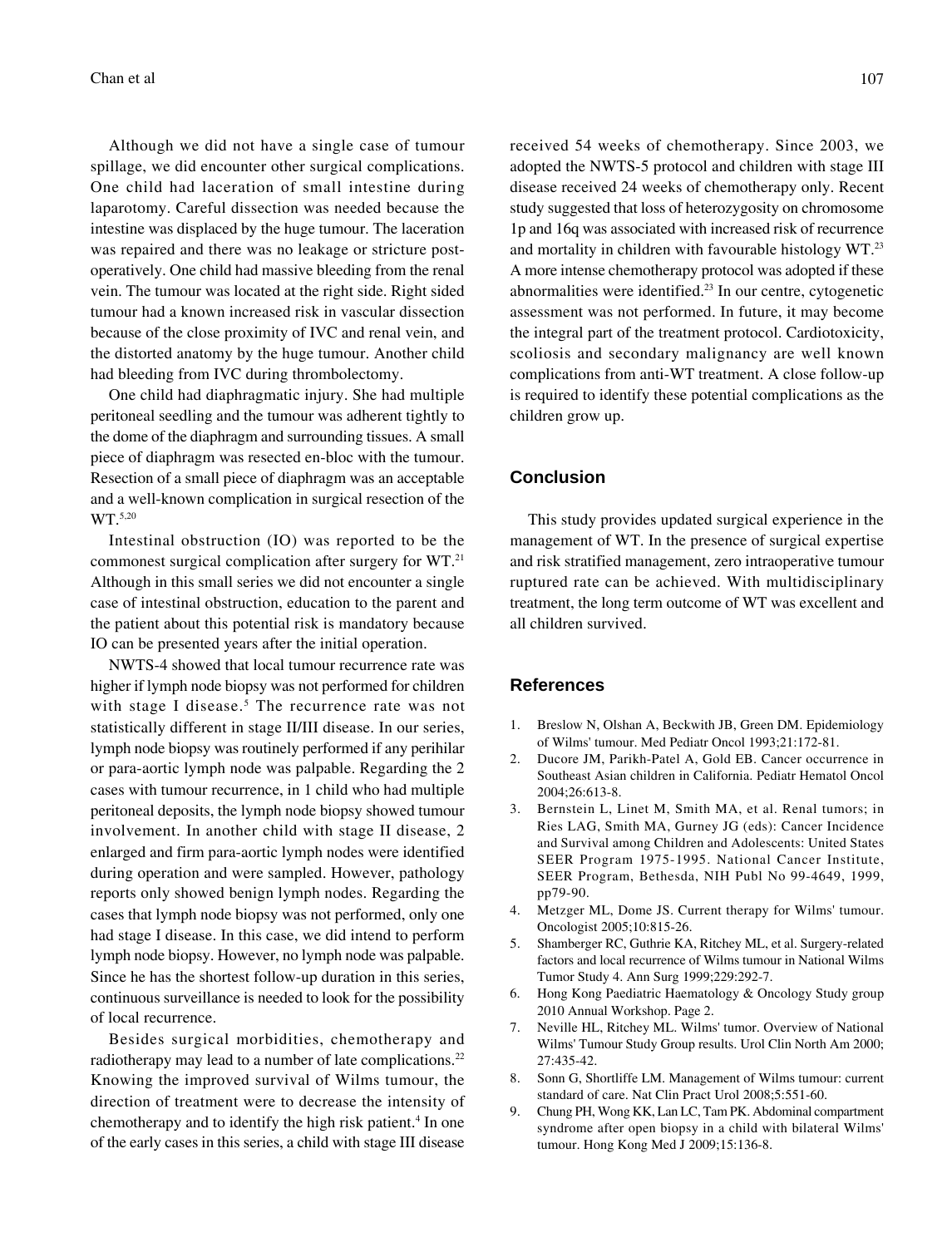Although we did not have a single case of tumour spillage, we did encounter other surgical complications. One child had laceration of small intestine during laparotomy. Careful dissection was needed because the intestine was displaced by the huge tumour. The laceration was repaired and there was no leakage or stricture post-operatively. One child had massive bleeding from the renal vein. The tumour was located at the right side. Right sided tumour had a known increased risk in vascular dissection because of the close proximity of IVC and renal vein, and the distorted anatomy by the huge tumour. Another child had bleeding from IVC during thrombolectomy.

One child had diaphragmatic injury. She had multiple peritoneal seedling and the tumour was adherent tightly to the dome of the diaphragm and surrounding tissues. A small piece of diaphragm was resected en-bloc with the tumour. Resection of a small piece of diaphragm was an acceptable and a well-known complication in surgical resection of the WT.[5,20]

Intestinal obstruction (IO) was reported to be the commonest surgical complication after surgery for WT.[21] Although in this small series we did not encounter a single case of intestinal obstruction, education to the parent and the patient about this potential risk is mandatory because IO can be presented years after the initial operation.

NWTS-4 showed that local tumour recurrence rate was higher if lymph node biopsy was not performed for children with stage I disease.[5] The recurrence rate was not statistically different in stage II/III disease. In our series, lymph node biopsy was routinely performed if any perihilar or para-aortic lymph node was palpable. Regarding the 2 cases with tumour recurrence, in 1 child who had multiple peritoneal deposits, the lymph node biopsy showed tumour involvement. In another child with stage II disease, 2 enlarged and firm para-aortic lymph nodes were identified during operation and were sampled. However, pathology reports only showed benign lymph nodes. Regarding the cases that lymph node biopsy was not performed, only one had stage I disease. In this case, we did intend to perform lymph node biopsy. However, no lymph node was palpable. Since he has the shortest follow-up duration in this series, continuous surveillance is needed to look for the possibility of local recurrence.

Besides surgical morbidities, chemotherapy and radiotherapy may lead to a number of late complications.[22] Knowing the improved survival of Wilms tumour, the direction of treatment were to decrease the intensity of chemotherapy and to identify the high risk patient.[4] In one of the early cases in this series, a child with stage III disease received 54 weeks of chemotherapy. Since 2003, we adopted the NWTS-5 protocol and children with stage III disease received 24 weeks of chemotherapy only. Recent study suggested that loss of heterozygosity on chromosome 1p and 16q was associated with increased risk of recurrence and mortality in children with favourable histology WT.[23] A more intense chemotherapy protocol was adopted if these abnormalities were identified.[23] In our centre, cytogenetic assessment was not performed. In future, it may become the integral part of the treatment protocol. Cardiotoxicity, scoliosis and secondary malignancy are well known complications from anti-WT treatment. A close follow-up is required to identify these potential complications as the children grow up.

## Conclusion

This study provides updated surgical experience in the management of WT. In the presence of surgical expertise and risk stratified management, zero intraoperative tumour ruptured rate can be achieved. With multidisciplinary treatment, the long term outcome of WT was excellent and all children survived.

## References

1. Breslow N, Olshan A, Beckwith JB, Green DM. Epidemiology of Wilms' tumour. Med Pediatr Oncol 1993;21:172-81.
2. Ducore JM, Parikh-Patel A, Gold EB. Cancer occurrence in Southeast Asian children in California. Pediatr Hematol Oncol 2004;26:613-8.
3. Bernstein L, Linet M, Smith MA, et al. Renal tumors; in Ries LAG, Smith MA, Gurney JG (eds): Cancer Incidence and Survival among Children and Adolescents: United States SEER Program 1975-1995. National Cancer Institute, SEER Program, Bethesda, NIH Publ No 99-4649, 1999, pp79-90.
4. Metzger ML, Dome JS. Current therapy for Wilms' tumour. Oncologist 2005;10:815-26.
5. Shamberger RC, Guthrie KA, Ritchey ML, et al. Surgery-related factors and local recurrence of Wilms tumour in National Wilms Tumor Study 4. Ann Surg 1999;229:292-7.
6. Hong Kong Paediatric Haematology & Oncology Study group 2010 Annual Workshop. Page 2.
7. Neville HL, Ritchey ML. Wilms' tumor. Overview of National Wilms' Tumour Study Group results. Urol Clin North Am 2000; 27:435-42.
8. Sonn G, Shortliffe LM. Management of Wilms tumour: current standard of care. Nat Clin Pract Urol 2008;5:551-60.
9. Chung PH, Wong KK, Lan LC, Tam PK. Abdominal compartment syndrome after open biopsy in a child with bilateral Wilms' tumour. Hong Kong Med J 2009;15:136-8.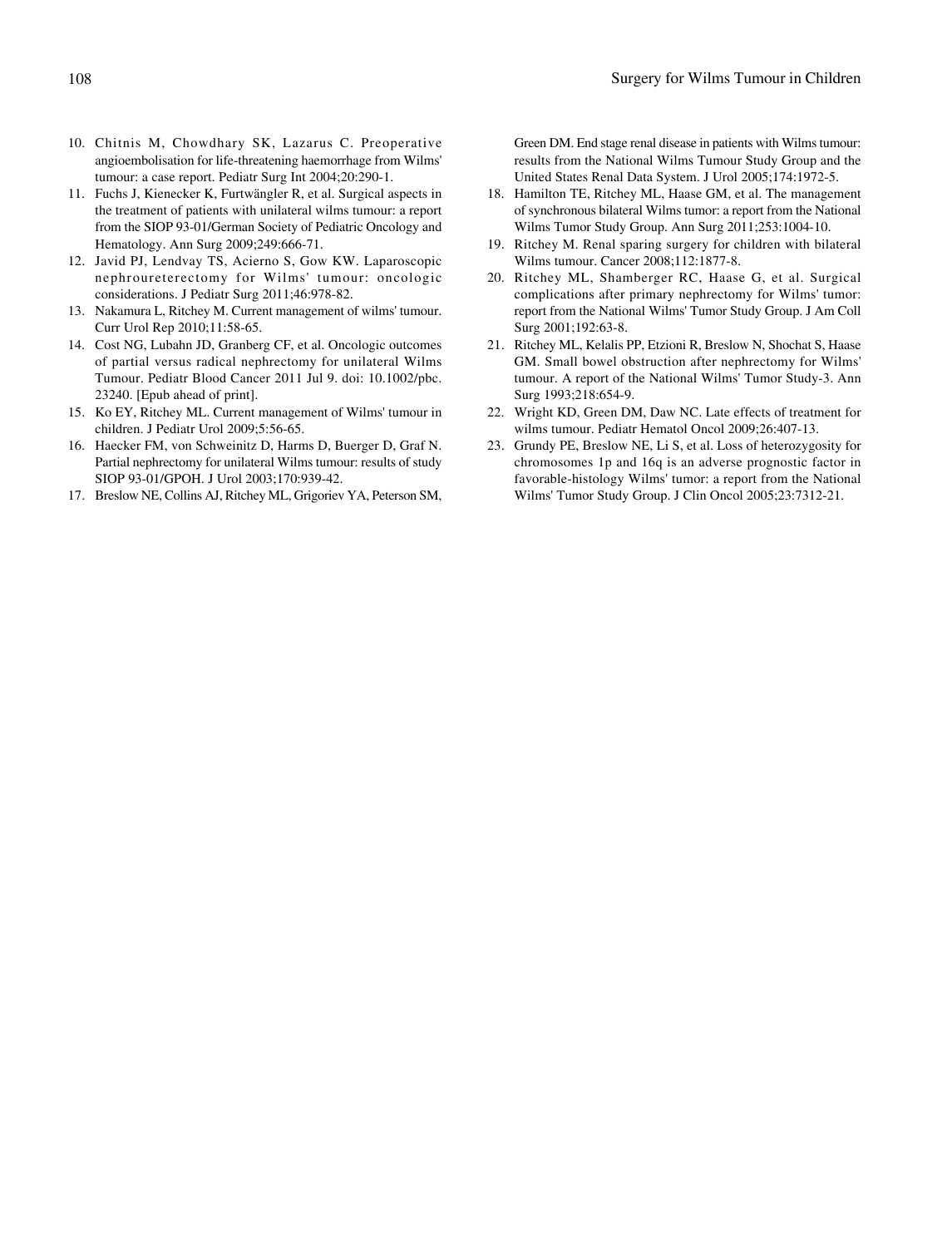10. Chitnis M, Chowdhary SK, Lazarus C. Preoperative angioembolisation for life-threatening haemorrhage from Wilms' tumour: a case report. Pediatr Surg Int 2004;20:290-1.
11. Fuchs J, Kienecker K, Furtwängler R, et al. Surgical aspects in the treatment of patients with unilateral wilms tumour: a report from the SIOP 93-01/German Society of Pediatric Oncology and Hematology. Ann Surg 2009;249:666-71.
12. Javid PJ, Lendvay TS, Acierno S, Gow KW. Laparoscopic nephroureterectomy for Wilms' tumour: oncologic considerations. J Pediatr Surg 2011;46:978-82.
13. Nakamura L, Ritchey M. Current management of wilms' tumour. Curr Urol Rep 2010;11:58-65.
14. Cost NG, Lubahn JD, Granberg CF, et al. Oncologic outcomes of partial versus radical nephrectomy for unilateral Wilms Tumour. Pediatr Blood Cancer 2011 Jul 9. doi: 10.1002/pbc. 23240. [Epub ahead of print].
15. Ko EY, Ritchey ML. Current management of Wilms' tumour in children. J Pediatr Urol 2009;5:56-65.
16. Haecker FM, von Schweinitz D, Harms D, Buerger D, Graf N. Partial nephrectomy for unilateral Wilms tumour: results of study SIOP 93-01/GPOH. J Urol 2003;170:939-42.
17. Breslow NE, Collins AJ, Ritchey ML, Grigoriev YA, Peterson SM, Green DM. End stage renal disease in patients with Wilms tumour: results from the National Wilms Tumour Study Group and the United States Renal Data System. J Urol 2005;174:1972-5.
18. Hamilton TE, Ritchey ML, Haase GM, et al. The management of synchronous bilateral Wilms tumor: a report from the National Wilms Tumor Study Group. Ann Surg 2011;253:1004-10.
19. Ritchey M. Renal sparing surgery for children with bilateral Wilms tumour. Cancer 2008;112:1877-8.
20. Ritchey ML, Shamberger RC, Haase G, et al. Surgical complications after primary nephrectomy for Wilms' tumor: report from the National Wilms' Tumor Study Group. J Am Coll Surg 2001;192:63-8.
21. Ritchey ML, Kelalis PP, Etzioni R, Breslow N, Shochat S, Haase GM. Small bowel obstruction after nephrectomy for Wilms' tumour. A report of the National Wilms' Tumor Study-3. Ann Surg 1993;218:654-9.
22. Wright KD, Green DM, Daw NC. Late effects of treatment for wilms tumour. Pediatr Hematol Oncol 2009;26:407-13.
23. Grundy PE, Breslow NE, Li S, et al. Loss of heterozygosity for chromosomes 1p and 16q is an adverse prognostic factor in favorable-histology Wilms' tumor: a report from the National Wilms' Tumor Study Group. J Clin Oncol 2005;23:7312-21.